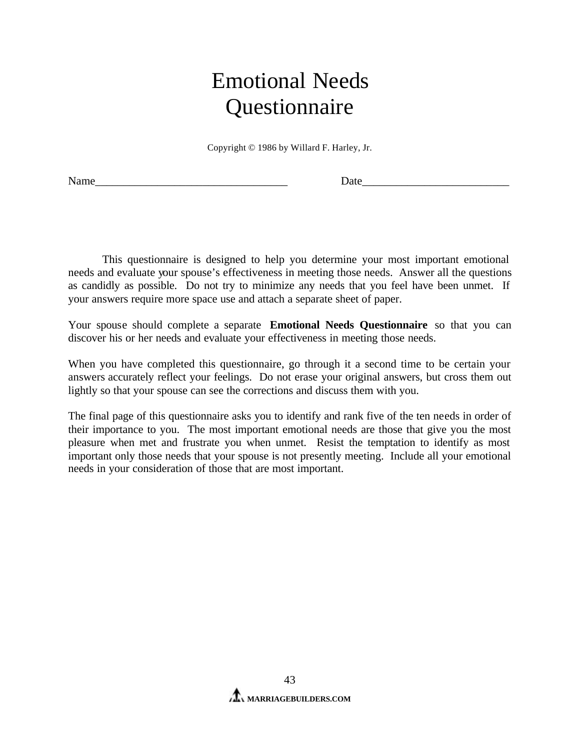# Emotional Needs Questionnaire

Copyright © 1986 by Willard F. Harley, Jr.

Name__________________________________ Date__________________________

This questionnaire is designed to help you determine your most important emotional needs and evaluate your spouse's effectiveness in meeting those needs. Answer all the questions as candidly as possible. Do not try to minimize any needs that you feel have been unmet. If your answers require more space use and attach a separate sheet of paper.

Your spouse should complete a separate **Emotional Needs Questionnaire** so that you can discover his or her needs and evaluate your effectiveness in meeting those needs.

When you have completed this questionnaire, go through it a second time to be certain your answers accurately reflect your feelings. Do not erase your original answers, but cross them out lightly so that your spouse can see the corrections and discuss them with you.

The final page of this questionnaire asks you to identify and rank five of the ten needs in order of their importance to you. The most important emotional needs are those that give you the most pleasure when met and frustrate you when unmet. Resist the temptation to identify as most important only those needs that your spouse is not presently meeting. Include all your emotional needs in your consideration of those that are most important.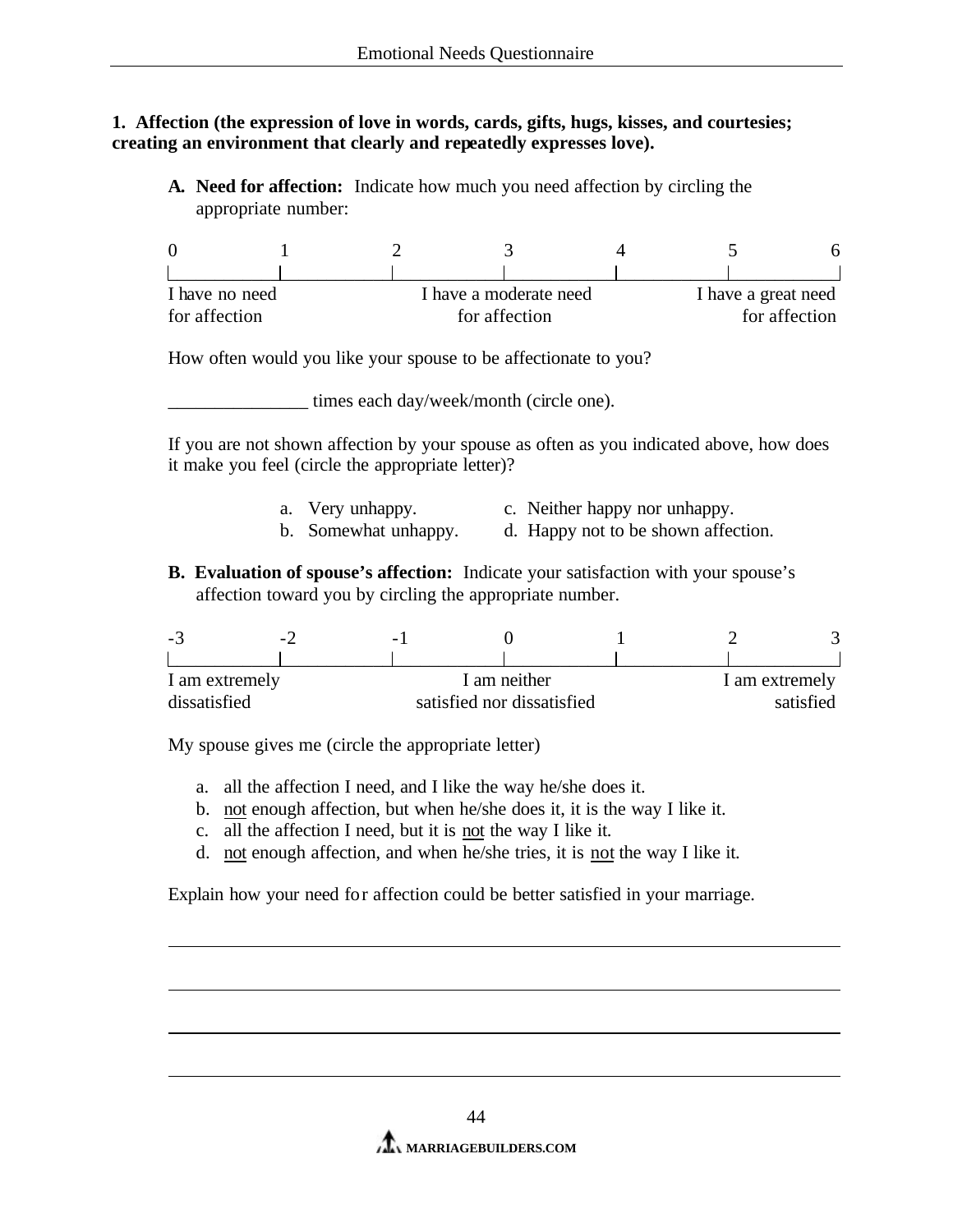**1. Affection (the expression of love in words, cards, gifts, hugs, kisses, and courtesies; creating an environment that clearly and repeatedly expresses love).**

**A. Need for affection:** Indicate how much you need affection by circling the appropriate number:

| 0 | 1 | 2 | 3 | 4 | 5 | 6 |
|---|---|---|---|---|---|---|
| I have no need for affection | | | I have a moderate need for affection | | | I have a great need for affection |

How often would you like your spouse to be affectionate to you?

_______________ times each day/week/month (circle one).

If you are not shown affection by your spouse as often as you indicated above, how does it make you feel (circle the appropriate letter)?

a. Very unhappy.
b. Somewhat unhappy.
c. Neither happy nor unhappy.
d. Happy not to be shown affection.

**B. Evaluation of spouse's affection:** Indicate your satisfaction with your spouse's affection toward you by circling the appropriate number.

| -3 | -2 | -1 | 0 | 1 | 2 | 3 |
|---|---|---|---|---|---|---|
| I am extremely dissatisfied | | | I am neither satisfied nor dissatisfied | | | I am extremely satisfied |

My spouse gives me (circle the appropriate letter)

a. all the affection I need, and I like the way he/she does it.
b. not enough affection, but when he/she does it, it is the way I like it.
c. all the affection I need, but it is not the way I like it.
d. not enough affection, and when he/she tries, it is not the way I like it.

Explain how your need for affection could be better satisfied in your marriage.

_______________________________________________________________________________

_______________________________________________________________________________

_______________________________________________________________________________

_______________________________________________________________________________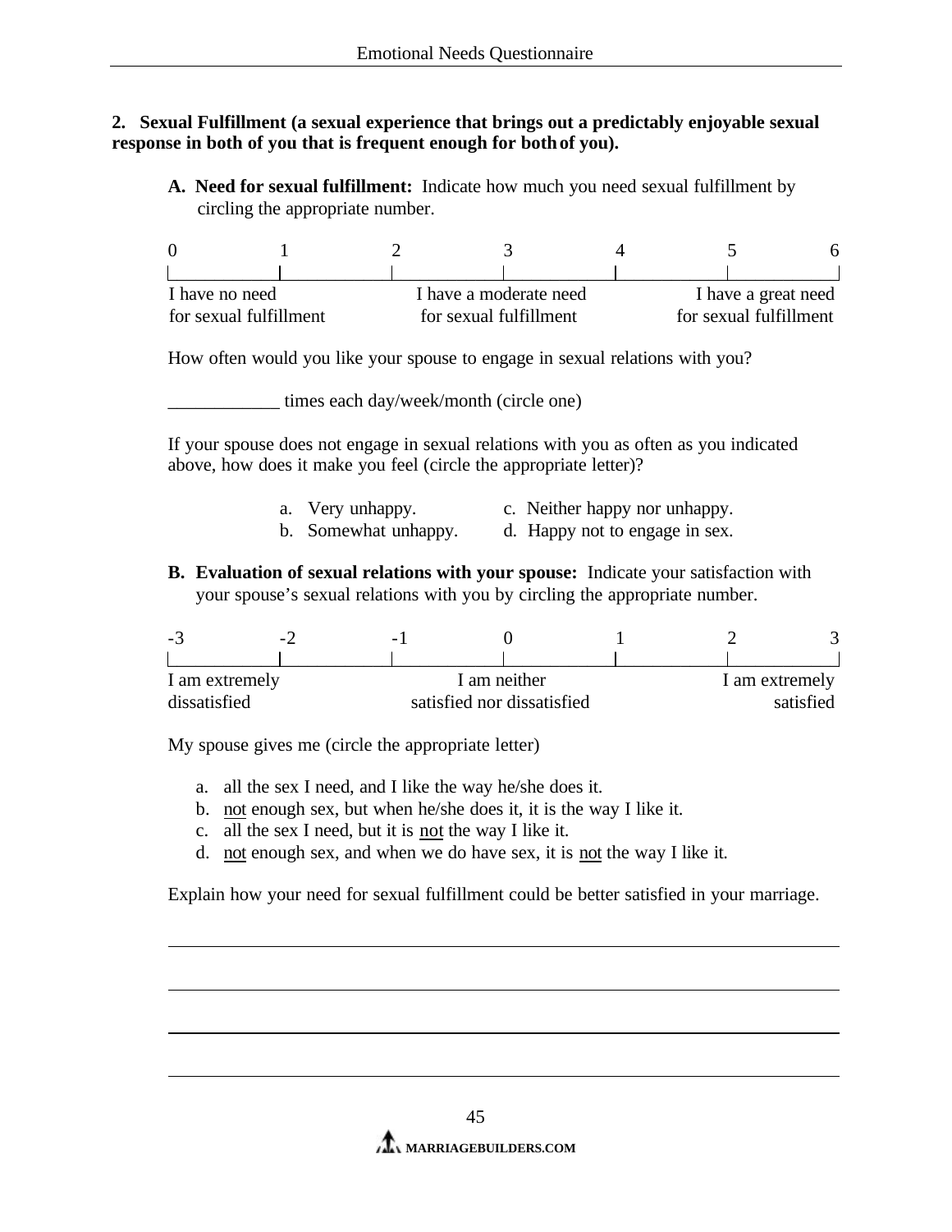**2. Sexual Fulfillment (a sexual experience that brings out a predictably enjoyable sexual response in both of you that is frequent enough for both of you).**

**A. Need for sexual fulfillment:** Indicate how much you need sexual fulfillment by circling the appropriate number.

| 0 | 1 | 2 | 3 | 4 | 5 | 6 |
|---|---|---|---|---|---|---|
| I have no need for sexual fulfillment | | | I have a moderate need for sexual fulfillment | | | I have a great need for sexual fulfillment |

How often would you like your spouse to engage in sexual relations with you?

____________ times each day/week/month (circle one)

If your spouse does not engage in sexual relations with you as often as you indicated above, how does it make you feel (circle the appropriate letter)?

a. Very unhappy.
b. Somewhat unhappy.
c. Neither happy nor unhappy.
d. Happy not to engage in sex.

**B. Evaluation of sexual relations with your spouse:** Indicate your satisfaction with your spouse's sexual relations with you by circling the appropriate number.

| -3 | -2 | -1 | 0 | 1 | 2 | 3 |
|---|---|---|---|---|---|---|
| I am extremely dissatisfied | | | I am neither satisfied nor dissatisfied | | | I am extremely satisfied |

My spouse gives me (circle the appropriate letter)

a. all the sex I need, and I like the way he/she does it.
b. not enough sex, but when he/she does it, it is the way I like it.
c. all the sex I need, but it is not the way I like it.
d. not enough sex, and when we do have sex, it is not the way I like it.

Explain how your need for sexual fulfillment could be better satisfied in your marriage.

______________________________________________________________________

______________________________________________________________________

______________________________________________________________________

______________________________________________________________________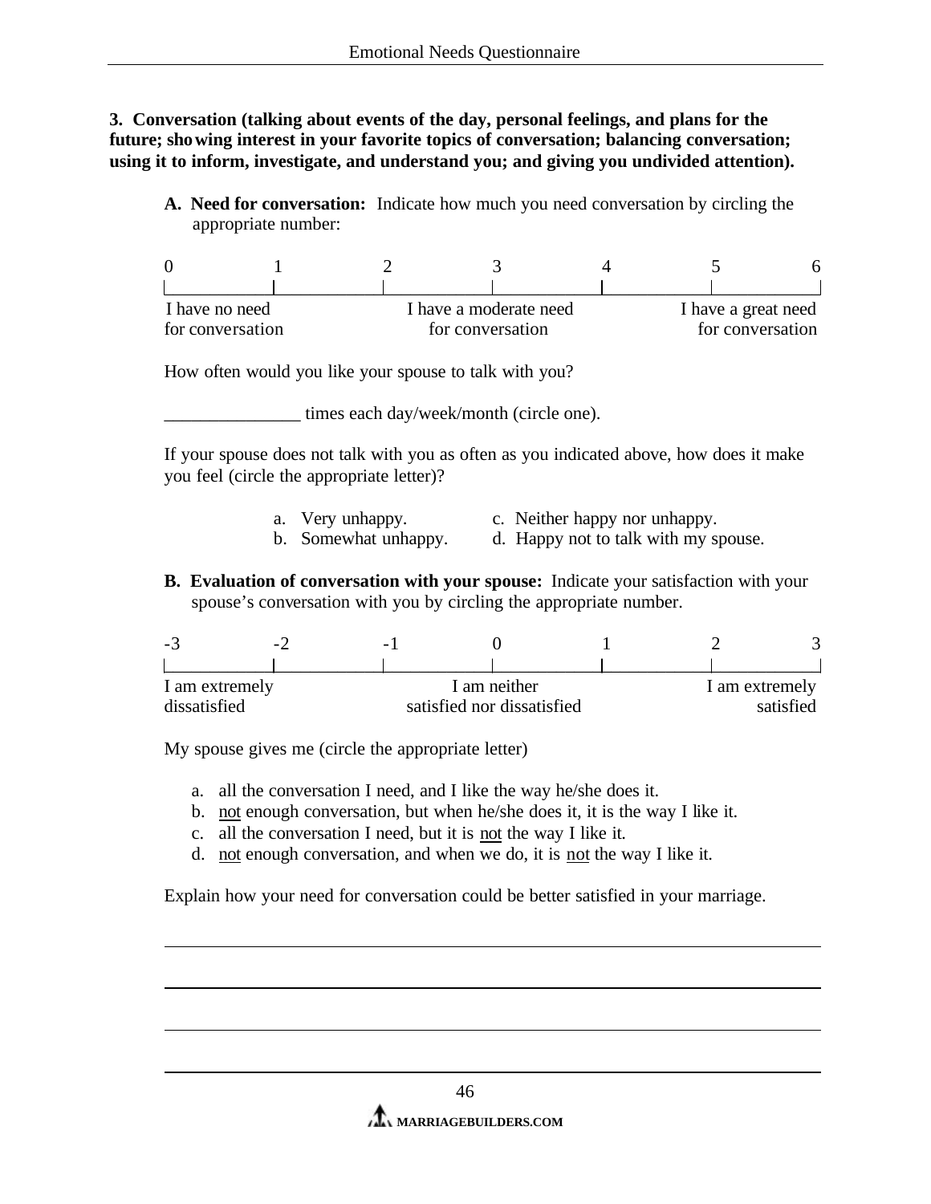**3. Conversation (talking about events of the day, personal feelings, and plans for the future; showing interest in your favorite topics of conversation; balancing conversation; using it to inform, investigate, and understand you; and giving you undivided attention).**

**A. Need for conversation:** Indicate how much you need conversation by circling the appropriate number:

| 0 | 1 | 2 | 3 | 4 | 5 | 6 |
|---|---|---|---|---|---|---|
| I have no need for conversation | | | I have a moderate need for conversation | | | I have a great need for conversation |

How often would you like your spouse to talk with you?

_______________ times each day/week/month (circle one).

If your spouse does not talk with you as often as you indicated above, how does it make you feel (circle the appropriate letter)?

a. Very unhappy.
b. Somewhat unhappy.
c. Neither happy nor unhappy.
d. Happy not to talk with my spouse.

**B. Evaluation of conversation with your spouse:** Indicate your satisfaction with your spouse's conversation with you by circling the appropriate number.

| -3 | -2 | -1 | 0 | 1 | 2 | 3 |
|---|---|---|---|---|---|---|
| I am extremely dissatisfied | | | I am neither satisfied nor dissatisfied | | | I am extremely satisfied |

My spouse gives me (circle the appropriate letter)

a. all the conversation I need, and I like the way he/she does it.
b. not enough conversation, but when he/she does it, it is the way I like it.
c. all the conversation I need, but it is not the way I like it.
d. not enough conversation, and when we do, it is not the way I like it.

Explain how your need for conversation could be better satisfied in your marriage.

_______________________________________________________________

_______________________________________________________________

_______________________________________________________________

_______________________________________________________________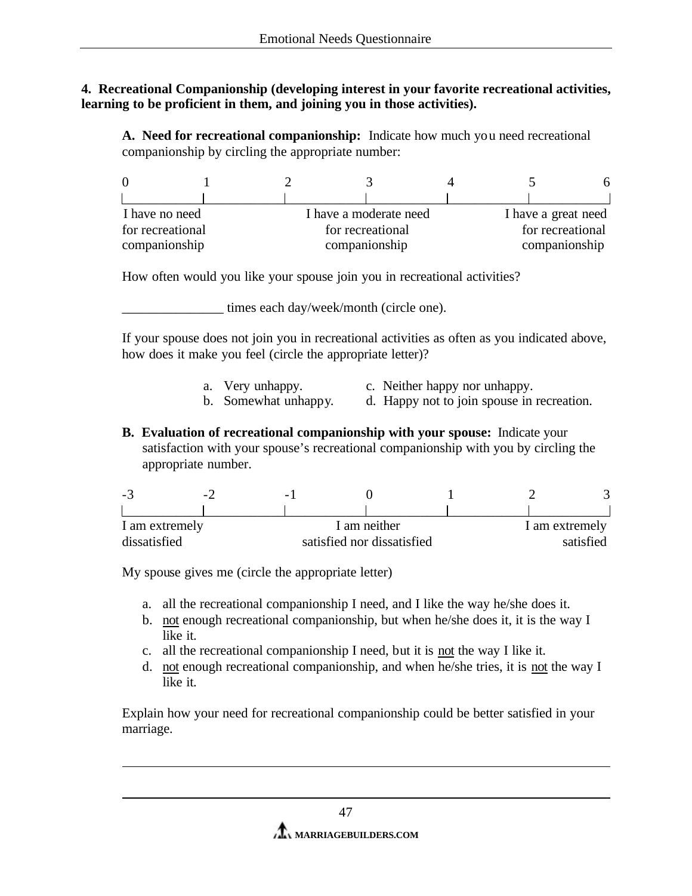**4. Recreational Companionship (developing interest in your favorite recreational activities, learning to be proficient in them, and joining you in those activities).**

**A. Need for recreational companionship:** Indicate how much you need recreational companionship by circling the appropriate number:

| 0 | 1 | 2 | 3 | 4 | 5 | 6 |
|---|---|---|---|---|---|---|
| I have no need for recreational companionship | | | I have a moderate need for recreational companionship | | | I have a great need for recreational companionship |

How often would you like your spouse join you in recreational activities?

_______________ times each day/week/month (circle one).

If your spouse does not join you in recreational activities as often as you indicated above, how does it make you feel (circle the appropriate letter)?

a. Very unhappy.
b. Somewhat unhappy.
c. Neither happy nor unhappy.
d. Happy not to join spouse in recreation.

**B. Evaluation of recreational companionship with your spouse:** Indicate your satisfaction with your spouse's recreational companionship with you by circling the appropriate number.

| -3 | -2 | -1 | 0 | 1 | 2 | 3 |
|---|---|---|---|---|---|---|
| I am extremely dissatisfied | | | I am neither satisfied nor dissatisfied | | | I am extremely satisfied |

My spouse gives me (circle the appropriate letter)

a. all the recreational companionship I need, and I like the way he/she does it.
b. not enough recreational companionship, but when he/she does it, it is the way I like it.
c. all the recreational companionship I need, but it is not the way I like it.
d. not enough recreational companionship, and when he/she tries, it is not the way I like it.

Explain how your need for recreational companionship could be better satisfied in your marriage.

_______________________________________________________________________________

_______________________________________________________________________________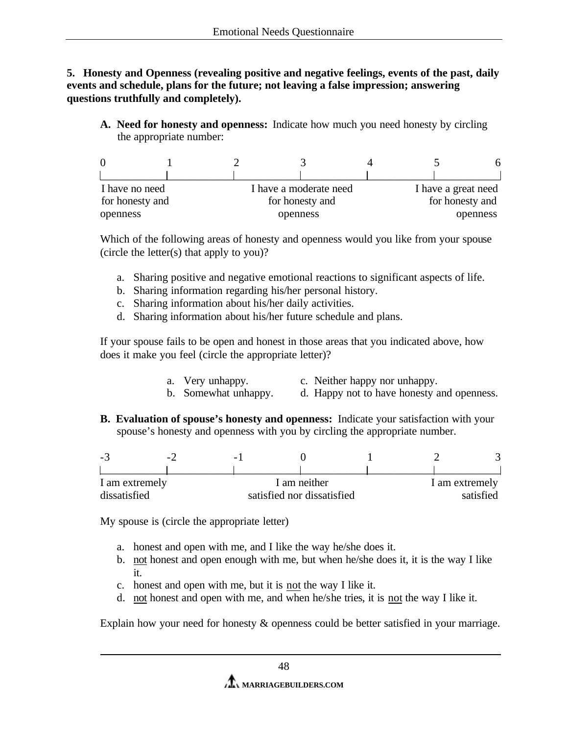**5. Honesty and Openness (revealing positive and negative feelings, events of the past, daily events and schedule, plans for the future; not leaving a false impression; answering questions truthfully and completely).**

**A. Need for honesty and openness:** Indicate how much you need honesty by circling the appropriate number:

| 0 | 1 | 2 | 3 | 4 | 5 | 6 |
|---|---|---|---|---|---|---|
| I have no need for honesty and openness | | | I have a moderate need for honesty and openness | | | I have a great need for honesty and openness |

Which of the following areas of honesty and openness would you like from your spouse (circle the letter(s) that apply to you)?

a. Sharing positive and negative emotional reactions to significant aspects of life.
b. Sharing information regarding his/her personal history.
c. Sharing information about his/her daily activities.
d. Sharing information about his/her future schedule and plans.

If your spouse fails to be open and honest in those areas that you indicated above, how does it make you feel (circle the appropriate letter)?

a. Very unhappy.
b. Somewhat unhappy.
c. Neither happy nor unhappy.
d. Happy not to have honesty and openness.

**B. Evaluation of spouse's honesty and openness:** Indicate your satisfaction with your spouse's honesty and openness with you by circling the appropriate number.

| -3 | -2 | -1 | 0 | 1 | 2 | 3 |
|---|---|---|---|---|---|---|
| I am extremely dissatisfied | | | I am neither satisfied nor dissatisfied | | | I am extremely satisfied |

My spouse is (circle the appropriate letter)

a. honest and open with me, and I like the way he/she does it.
b. not honest and open enough with me, but when he/she does it, it is the way I like it.
c. honest and open with me, but it is not the way I like it.
d. not honest and open with me, and when he/she tries, it is not the way I like it.

Explain how your need for honesty & openness could be better satisfied in your marriage.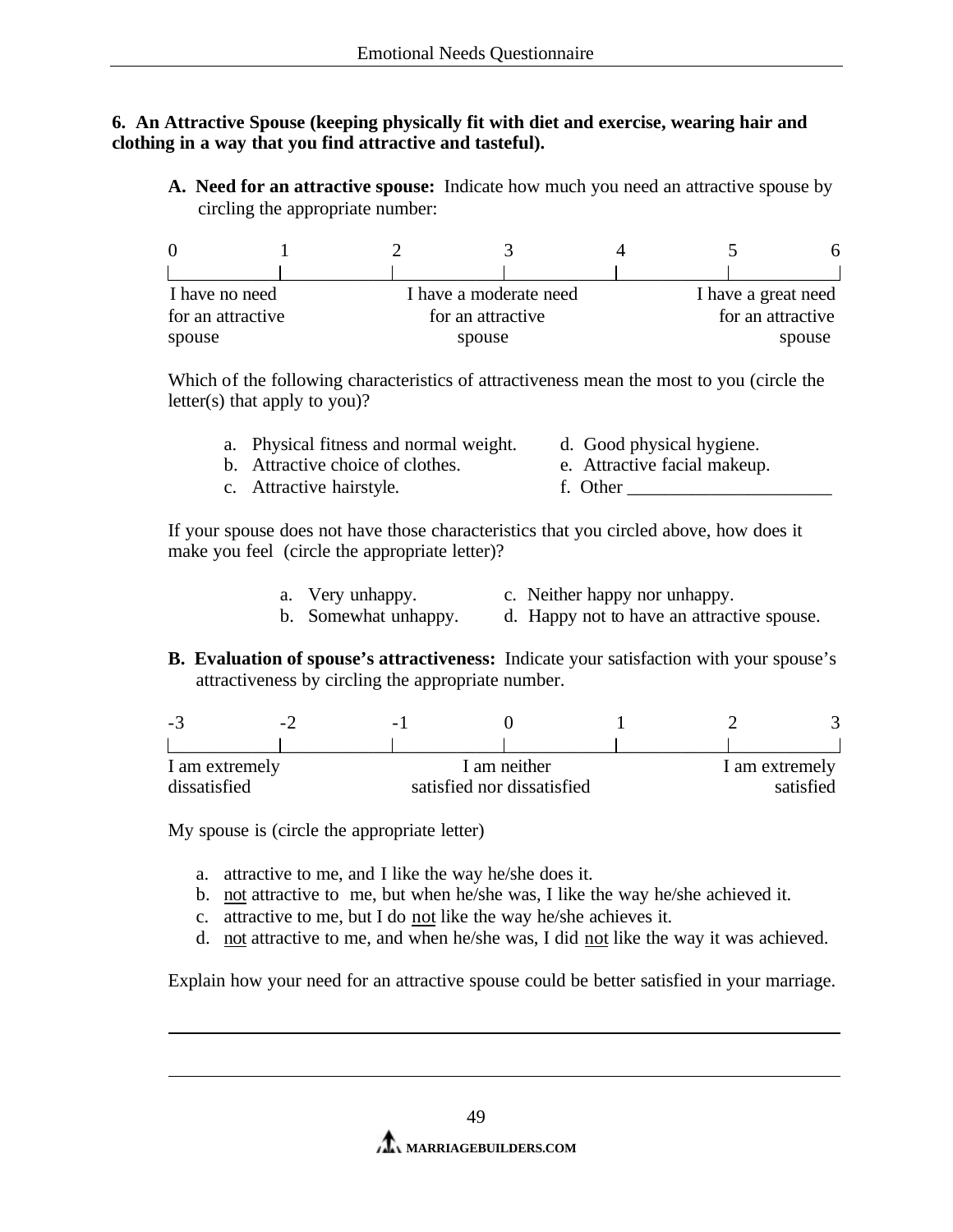**6. An Attractive Spouse (keeping physically fit with diet and exercise, wearing hair and clothing in a way that you find attractive and tasteful).**

**A. Need for an attractive spouse:** Indicate how much you need an attractive spouse by circling the appropriate number:

| 0 | 1 | 2 | 3 | 4 | 5 | 6 |
|---|---|---|---|---|---|---|
| I have no need for an attractive spouse | | | I have a moderate need for an attractive spouse | | | I have a great need for an attractive spouse |

Which of the following characteristics of attractiveness mean the most to you (circle the letter(s) that apply to you)?

a. Physical fitness and normal weight.
b. Attractive choice of clothes.
c. Attractive hairstyle.
d. Good physical hygiene.
e. Attractive facial makeup.
f. Other ______________________

If your spouse does not have those characteristics that you circled above, how does it make you feel (circle the appropriate letter)?

a. Very unhappy.
b. Somewhat unhappy.
c. Neither happy nor unhappy.
d. Happy not to have an attractive spouse.

**B. Evaluation of spouse's attractiveness:** Indicate your satisfaction with your spouse's attractiveness by circling the appropriate number.

| -3 | -2 | -1 | 0 | 1 | 2 | 3 |
|---|---|---|---|---|---|---|
| I am extremely dissatisfied | | | I am neither satisfied nor dissatisfied | | | I am extremely satisfied |

My spouse is (circle the appropriate letter)

a. attractive to me, and I like the way he/she does it.
b. not attractive to me, but when he/she was, I like the way he/she achieved it.
c. attractive to me, but I do not like the way he/she achieves it.
d. not attractive to me, and when he/she was, I did not like the way it was achieved.

Explain how your need for an attractive spouse could be better satisfied in your marriage.

______________________________________________________________________

______________________________________________________________________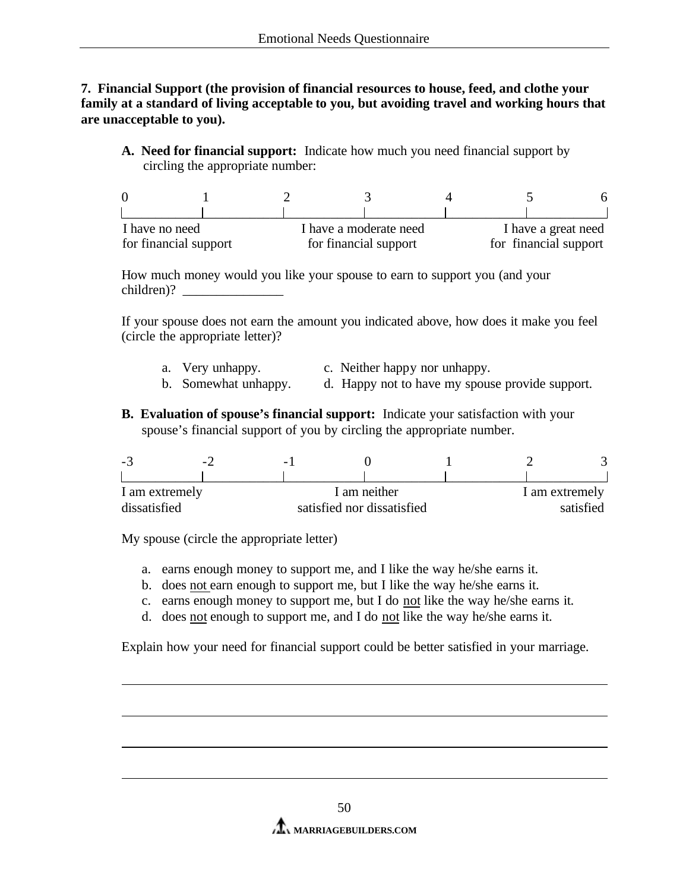**7. Financial Support (the provision of financial resources to house, feed, and clothe your family at a standard of living acceptable to you, but avoiding travel and working hours that are unacceptable to you).**

**A. Need for financial support:** Indicate how much you need financial support by circling the appropriate number:

| 0 | 1 | 2 | 3 | 4 | 5 | 6 |
|---|---|---|---|---|---|---|
| I have no need for financial support | | | I have a moderate need for financial support | | | I have a great need for financial support |

How much money would you like your spouse to earn to support you (and your children)? _______________

If your spouse does not earn the amount you indicated above, how does it make you feel (circle the appropriate letter)?

a. Very unhappy.
b. Somewhat unhappy.
c. Neither happy nor unhappy.
d. Happy not to have my spouse provide support.

**B. Evaluation of spouse's financial support:** Indicate your satisfaction with your spouse's financial support of you by circling the appropriate number.

| -3 | -2 | -1 | 0 | 1 | 2 | 3 |
|---|---|---|---|---|---|---|
| I am extremely dissatisfied | | | I am neither satisfied nor dissatisfied | | | I am extremely satisfied |

My spouse (circle the appropriate letter)

a. earns enough money to support me, and I like the way he/she earns it.
b. does not earn enough to support me, but I like the way he/she earns it.
c. earns enough money to support me, but I do not like the way he/she earns it.
d. does not enough to support me, and I do not like the way he/she earns it.

Explain how your need for financial support could be better satisfied in your marriage.

_______________________________________________

_______________________________________________

_______________________________________________

_______________________________________________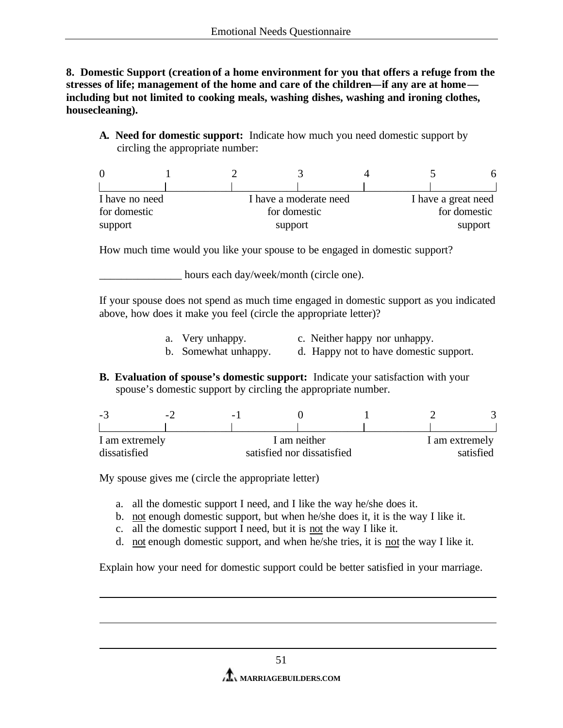**8. Domestic Support (creation of a home environment for you that offers a refuge from the stresses of life; management of the home and care of the children—if any are at home—including but not limited to cooking meals, washing dishes, washing and ironing clothes, housecleaning).**

**A. Need for domestic support:** Indicate how much you need domestic support by circling the appropriate number:

| 0 | 1 | 2 | 3 | 4 | 5 | 6 |
|---|---|---|---|---|---|---|
| I have no need for domestic support | | | I have a moderate need for domestic support | | | I have a great need for domestic support |

How much time would you like your spouse to be engaged in domestic support?

_______________ hours each day/week/month (circle one).

If your spouse does not spend as much time engaged in domestic support as you indicated above, how does it make you feel (circle the appropriate letter)?

a. Very unhappy.
b. Somewhat unhappy.
c. Neither happy nor unhappy.
d. Happy not to have domestic support.

**B. Evaluation of spouse's domestic support:** Indicate your satisfaction with your spouse's domestic support by circling the appropriate number.

| -3 | -2 | -1 | 0 | 1 | 2 | 3 |
|---|---|---|---|---|---|---|
| I am extremely dissatisfied | | | I am neither satisfied nor dissatisfied | | | I am extremely satisfied |

My spouse gives me (circle the appropriate letter)

a. all the domestic support I need, and I like the way he/she does it.
b. <u>not</u> enough domestic support, but when he/she does it, it is the way I like it.
c. all the domestic support I need, but it is <u>not</u> the way I like it.
d. <u>not</u> enough domestic support, and when he/she tries, it is <u>not</u> the way I like it.

Explain how your need for domestic support could be better satisfied in your marriage.

______________________________________________________________________

______________________________________________________________________

______________________________________________________________________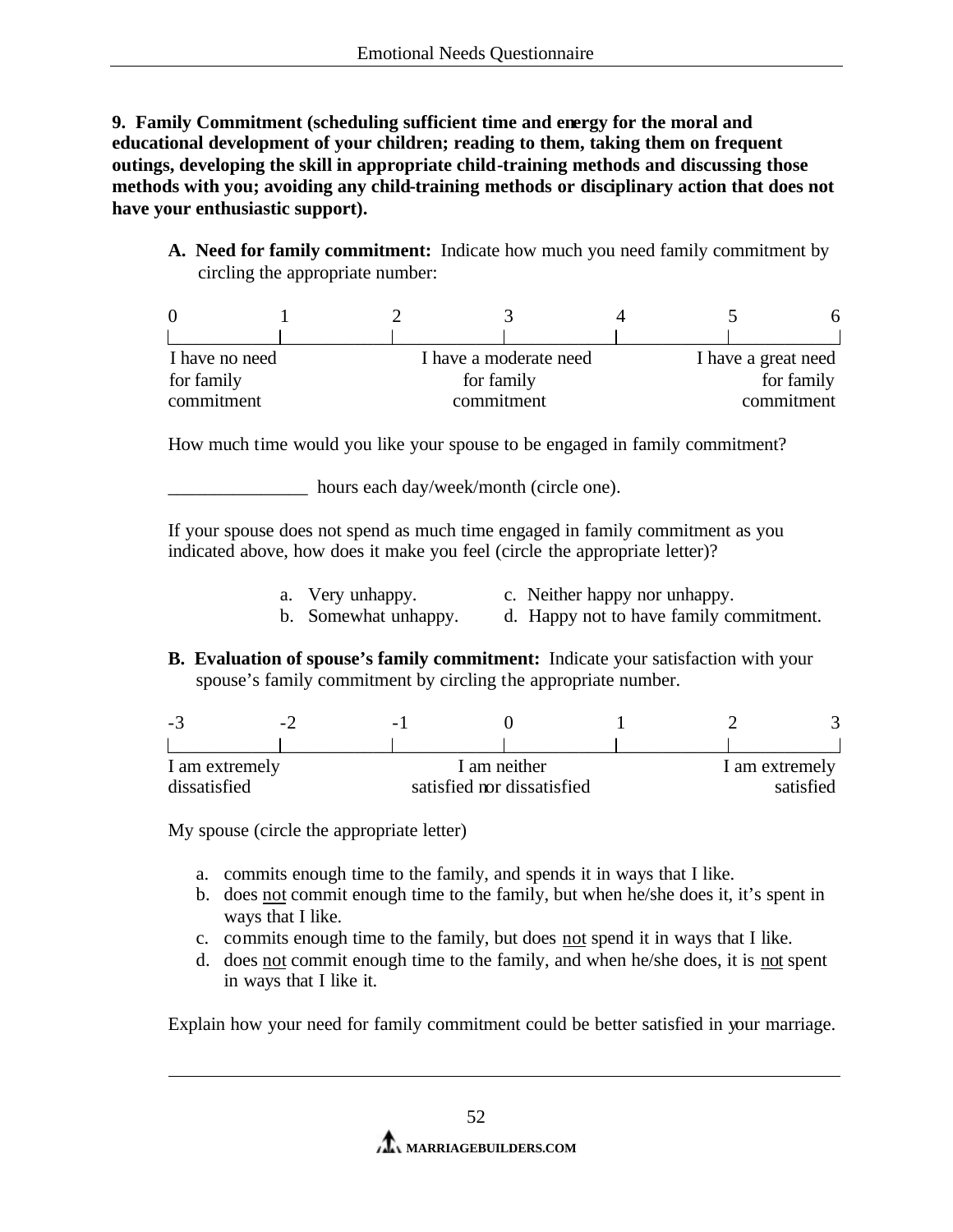**9. Family Commitment (scheduling sufficient time and energy for the moral and educational development of your children; reading to them, taking them on frequent outings, developing the skill in appropriate child-training methods and discussing those methods with you; avoiding any child-training methods or disciplinary action that does not have your enthusiastic support).**

**A. Need for family commitment:** Indicate how much you need family commitment by circling the appropriate number:

| 0 | 1 | 2 | 3 | 4 | 5 | 6 |
|---|---|---|---|---|---|---|
| I have no need for family commitment | | | I have a moderate need for family commitment | | | I have a great need for family commitment |

How much time would you like your spouse to be engaged in family commitment?

_______________ hours each day/week/month (circle one).

If your spouse does not spend as much time engaged in family commitment as you indicated above, how does it make you feel (circle the appropriate letter)?

a. Very unhappy.
b. Somewhat unhappy.
c. Neither happy nor unhappy.
d. Happy not to have family commitment.

**B. Evaluation of spouse's family commitment:** Indicate your satisfaction with your spouse's family commitment by circling the appropriate number.

| -3 | -2 | -1 | 0 | 1 | 2 | 3 |
|---|---|---|---|---|---|---|
| I am extremely dissatisfied | | | I am neither satisfied nor dissatisfied | | | I am extremely satisfied |

My spouse (circle the appropriate letter)

a. commits enough time to the family, and spends it in ways that I like.
b. does not commit enough time to the family, but when he/she does it, it's spent in ways that I like.
c. commits enough time to the family, but does not spend it in ways that I like.
d. does not commit enough time to the family, and when he/she does, it is not spent in ways that I like it.

Explain how your need for family commitment could be better satisfied in your marriage.

_______________________________________________________________________________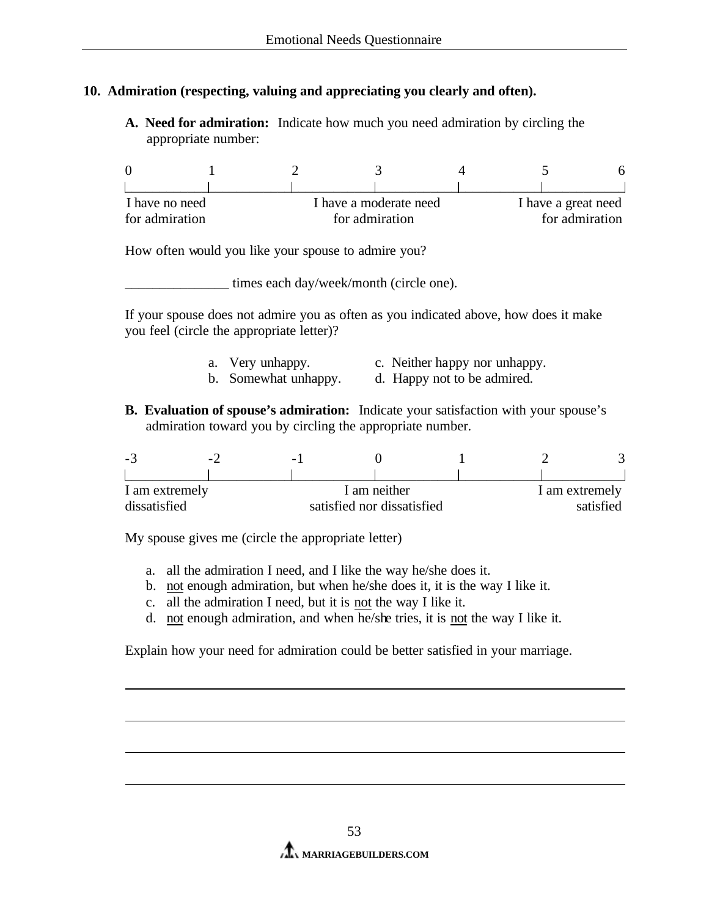## 10. Admiration (respecting, valuing and appreciating you clearly and often).

**A. Need for admiration:** Indicate how much you need admiration by circling the appropriate number:

| 0 | 1 | 2 | 3 | 4 | 5 | 6 |
|---|---|---|---|---|---|---|
| I have no need for admiration | | | I have a moderate need for admiration | | | I have a great need for admiration |

How often would you like your spouse to admire you?

_______________ times each day/week/month (circle one).

If your spouse does not admire you as often as you indicated above, how does it make you feel (circle the appropriate letter)?

a. Very unhappy.
b. Somewhat unhappy.
c. Neither happy nor unhappy.
d. Happy not to be admired.

**B. Evaluation of spouse's admiration:** Indicate your satisfaction with your spouse's admiration toward you by circling the appropriate number.

| -3 | -2 | -1 | 0 | 1 | 2 | 3 |
|---|---|---|---|---|---|---|
| I am extremely dissatisfied | | | I am neither satisfied nor dissatisfied | | | I am extremely satisfied |

My spouse gives me (circle the appropriate letter)

a. all the admiration I need, and I like the way he/she does it.
b. not enough admiration, but when he/she does it, it is the way I like it.
c. all the admiration I need, but it is not the way I like it.
d. not enough admiration, and when he/she tries, it is not the way I like it.

Explain how your need for admiration could be better satisfied in your marriage.

______________________________________________________________________

______________________________________________________________________

______________________________________________________________________

______________________________________________________________________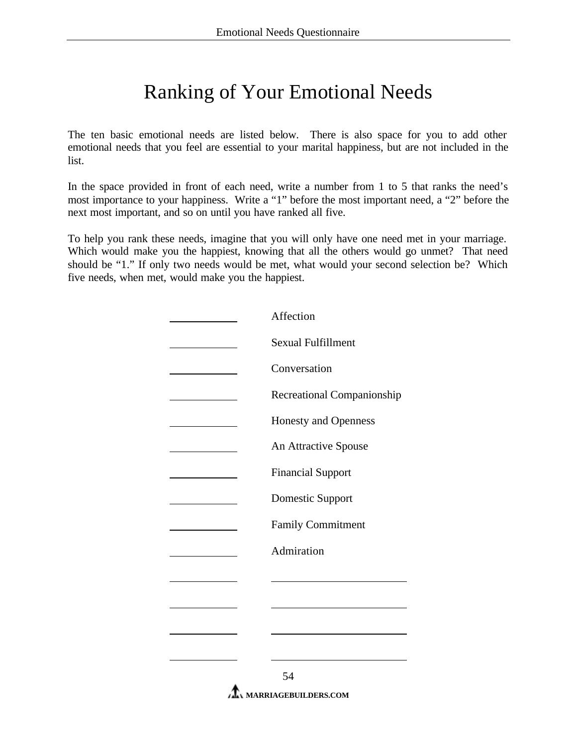# Ranking of Your Emotional Needs

The ten basic emotional needs are listed below. There is also space for you to add other emotional needs that you feel are essential to your marital happiness, but are not included in the list.

In the space provided in front of each need, write a number from 1 to 5 that ranks the need's most importance to your happiness. Write a "1" before the most important need, a "2" before the next most important, and so on until you have ranked all five.

To help you rank these needs, imagine that you will only have one need met in your marriage. Which would make you the happiest, knowing that all the others would go unmet? That need should be "1." If only two needs would be met, what would your second selection be? Which five needs, when met, would make you the happiest.

| | |
|---|---|
| ________ | Affection |
| ________ | Sexual Fulfillment |
| ________ | Conversation |
| ________ | Recreational Companionship |
| ________ | Honesty and Openness |
| ________ | An Attractive Spouse |
| ________ | Financial Support |
| ________ | Domestic Support |
| ________ | Family Commitment |
| ________ | Admiration |
| ________ | ________________ |
| ________ | ________________ |
| ________ | ________________ |
| ________ | ________________ |

MARRIAGEBUILDERS.COM